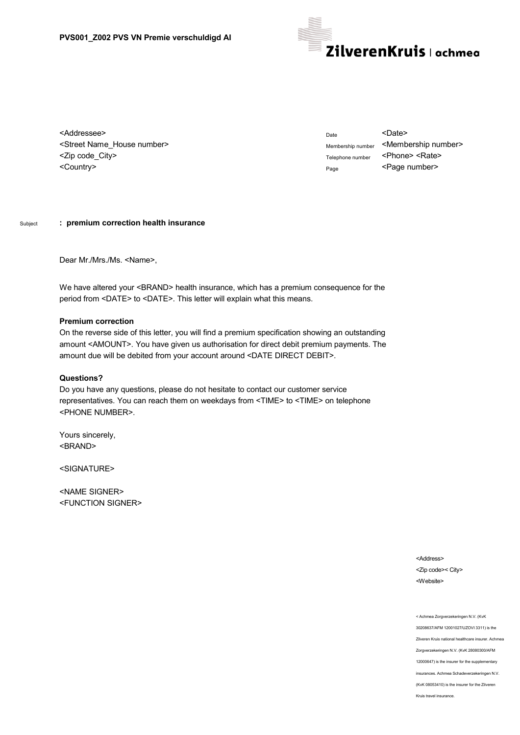**PVS001_Z002 PVS VN Premie verschuldigd AI**

ZilverenKruis | achmea

<Addressee>
<Street Name_House number>
<Zip code_City>
<Country>

| | |
|---|---|
| Date | <Date> |
| Membership number | <Membership number> |
| Telephone number | <Phone> <Rate> |
| Page | <Page number> |

Subject **: premium correction health insurance**

Dear Mr./Mrs./Ms. <Name>,

We have altered your <BRAND> health insurance, which has a premium consequence for the period from <DATE> to <DATE>. This letter will explain what this means.

**Premium correction**
On the reverse side of this letter, you will find a premium specification showing an outstanding amount <AMOUNT>. You have given us authorisation for direct debit premium payments. The amount due will be debited from your account around <DATE DIRECT DEBIT>.

**Questions?**
Do you have any questions, please do not hesitate to contact our customer service representatives. You can reach them on weekdays from <TIME> to <TIME> on telephone <PHONE NUMBER>.

Yours sincerely,
<BRAND>

<SIGNATURE>

<NAME SIGNER>
<FUNCTION SIGNER>

<Address>
<Zip code>< City>
<Website>

< Achmea Zorgverzekeringen N.V. (KvK 30208637/AFM 12001027/UZOVI 3311) is the Zilveren Kruis national healthcare insurer. Achmea Zorgverzekeringen N.V. (KvK 28080300/AFM 12000647) is the insurer for the supplementary insurances. Achmea Schadeverzekeringen N.V. (KvK 08053410) is the insurer for the Zilveren Kruis travel insurance.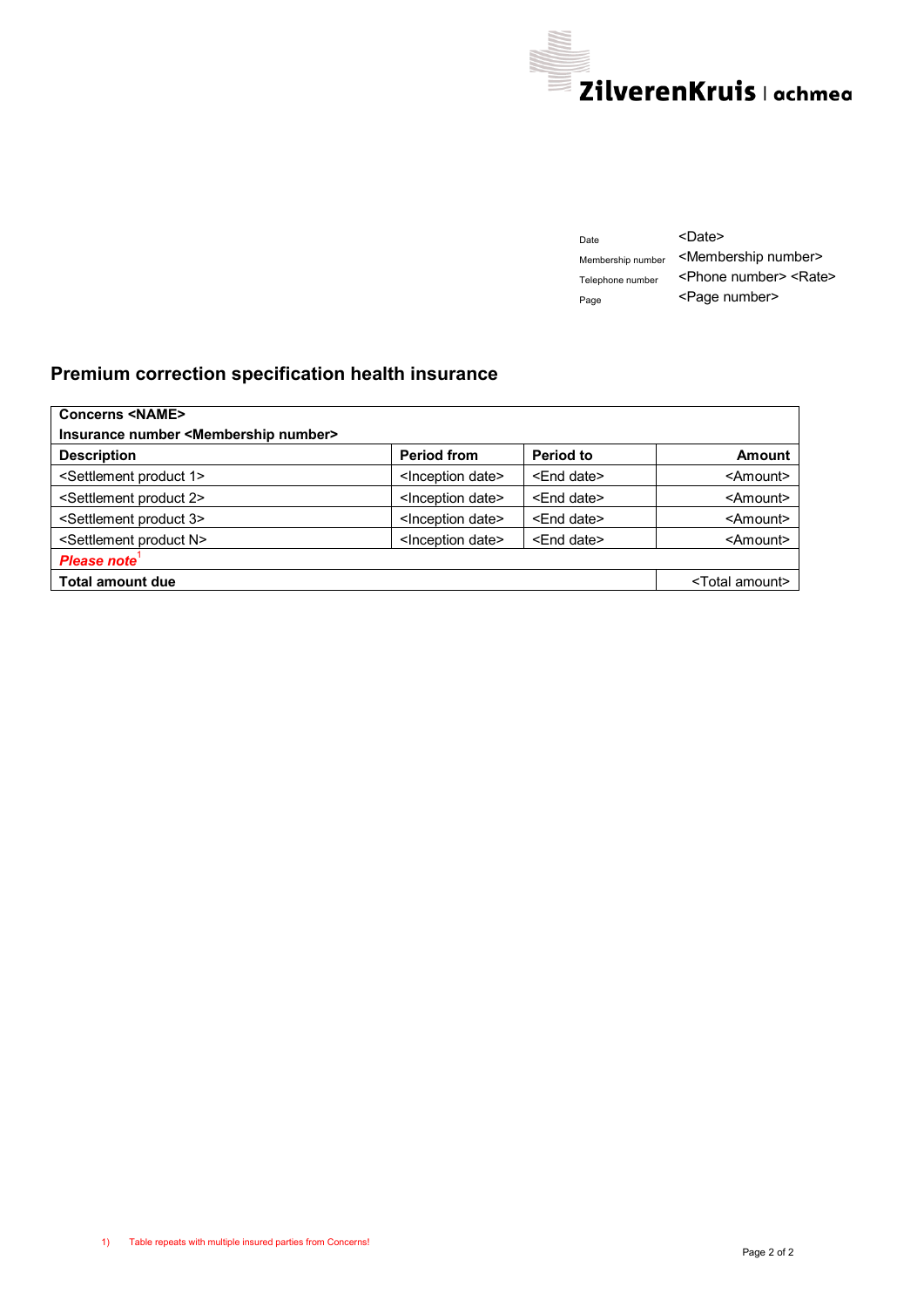ZilverenKruis | achmea

| | |
|---|---|
| Date | <Date> |
| Membership number | <Membership number> |
| Telephone number | <Phone number> <Rate> |
| Page | <Page number> |

## Premium correction specification health insurance

| **Concerns <NAME>** | | | |
|---|---|---|---|
| **Insurance number <Membership number>** | | | |
| **Description** | **Period from** | **Period to** | **Amount** |
| <Settlement product 1> | <Inception date> | <End date> | <Amount> |
| <Settlement product 2> | <Inception date> | <End date> | <Amount> |
| <Settlement product 3> | <Inception date> | <End date> | <Amount> |
| <Settlement product N> | <Inception date> | <End date> | <Amount> |
| ***Please note***[1] | | | |
| **Total amount due** | | | <Total amount> |

1) Table repeats with multiple insured parties from Concerns!